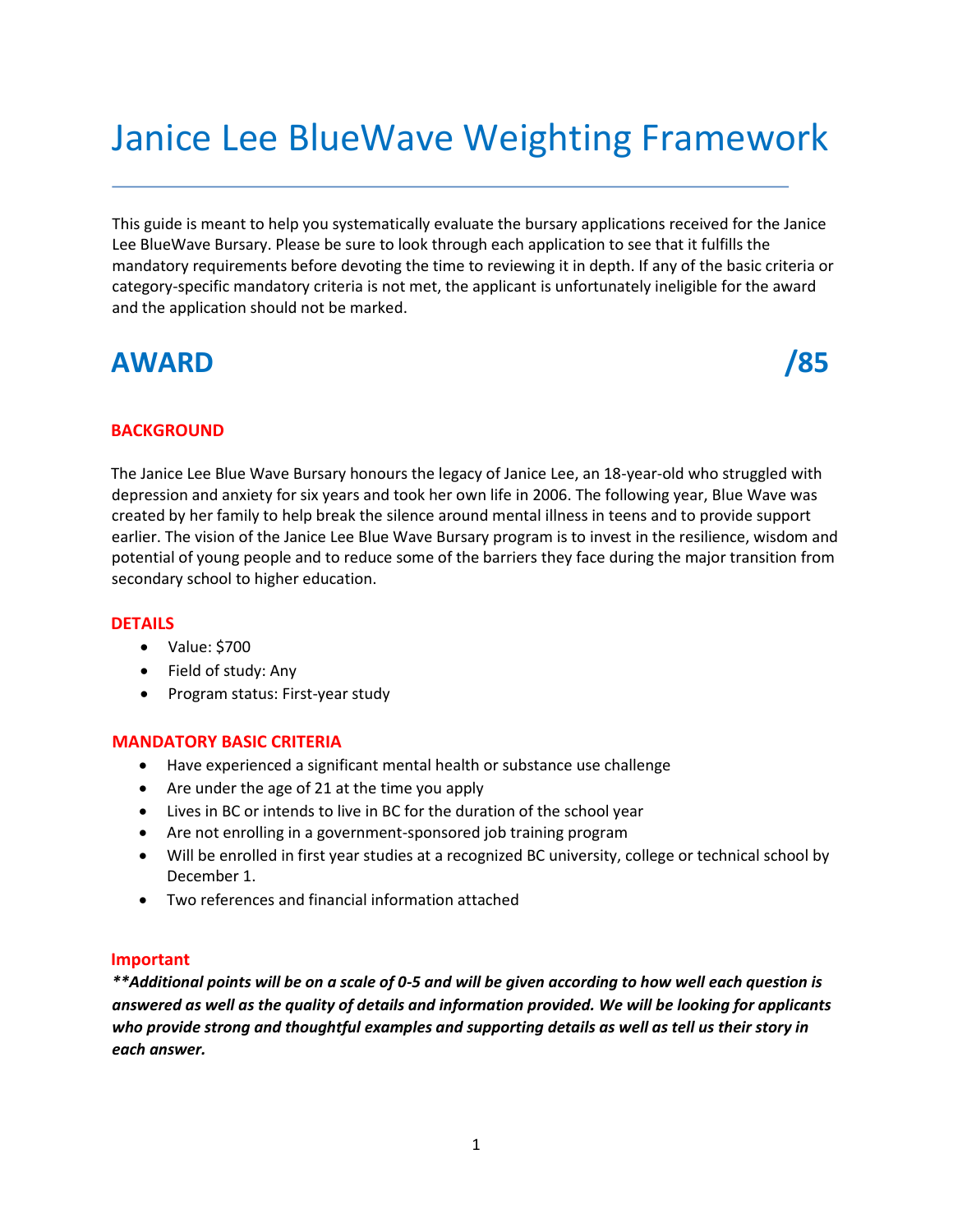# Janice Lee BlueWave Weighting Framework

This guide is meant to help you systematically evaluate the bursary applications received for the Janice Lee BlueWave Bursary. Please be sure to look through each application to see that it fulfills the mandatory requirements before devoting the time to reviewing it in depth. If any of the basic criteria or category-specific mandatory criteria is not met, the applicant is unfortunately ineligible for the award and the application should not be marked.

## AWARD /85

### BACKGROUND

The Janice Lee Blue Wave Bursary honours the legacy of Janice Lee, an 18-year-old who struggled with depression and anxiety for six years and took her own life in 2006. The following year, Blue Wave was created by her family to help break the silence around mental illness in teens and to provide support earlier. The vision of the Janice Lee Blue Wave Bursary program is to invest in the resilience, wisdom and potential of young people and to reduce some of the barriers they face during the major transition from secondary school to higher education.

### DETAILS

- Value: $700
- Field of study: Any
- Program status: First-year study

### MANDATORY BASIC CRITERIA

- Have experienced a significant mental health or substance use challenge
- Are under the age of 21 at the time you apply
- Lives in BC or intends to live in BC for the duration of the school year
- Are not enrolling in a government-sponsored job training program
- Will be enrolled in first year studies at a recognized BC university, college or technical school by December 1.
- Two references and financial information attached

### Important

***\*\*Additional points will be on a scale of 0-5 and will be given according to how well each question is answered as well as the quality of details and information provided. We will be looking for applicants who provide strong and thoughtful examples and supporting details as well as tell us their story in each answer.***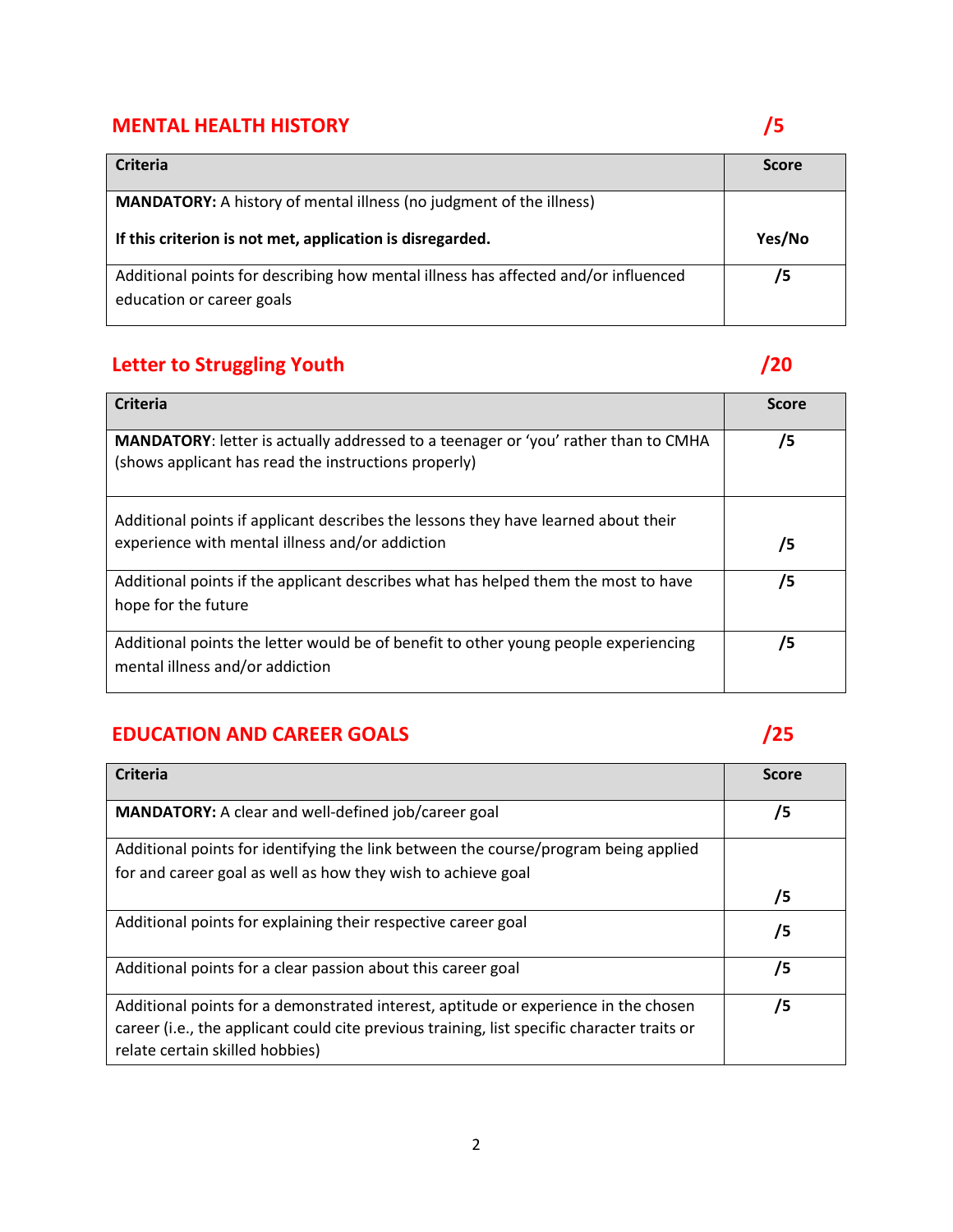## MENTAL HEALTH HISTORY /5

| Criteria | Score |
|---|---|
| **MANDATORY:** A history of mental illness (no judgment of the illness)<br><br>**If this criterion is not met, application is disregarded.** | **Yes/No** |
| Additional points for describing how mental illness has affected and/or influenced education or career goals | **/5** |

## Letter to Struggling Youth /20

| Criteria | Score |
|---|---|
| **MANDATORY**: letter is actually addressed to a teenager or 'you' rather than to CMHA (shows applicant has read the instructions properly) | **/5** |
| Additional points if applicant describes the lessons they have learned about their experience with mental illness and/or addiction | **/5** |
| Additional points if the applicant describes what has helped them the most to have hope for the future | **/5** |
| Additional points the letter would be of benefit to other young people experiencing mental illness and/or addiction | **/5** |

## EDUCATION AND CAREER GOALS /25

| Criteria | Score |
|---|---|
| **MANDATORY:** A clear and well-defined job/career goal | **/5** |
| Additional points for identifying the link between the course/program being applied for and career goal as well as how they wish to achieve goal | **/5** |
| Additional points for explaining their respective career goal | **/5** |
| Additional points for a clear passion about this career goal | **/5** |
| Additional points for a demonstrated interest, aptitude or experience in the chosen career (i.e., the applicant could cite previous training, list specific character traits or relate certain skilled hobbies) | **/5** |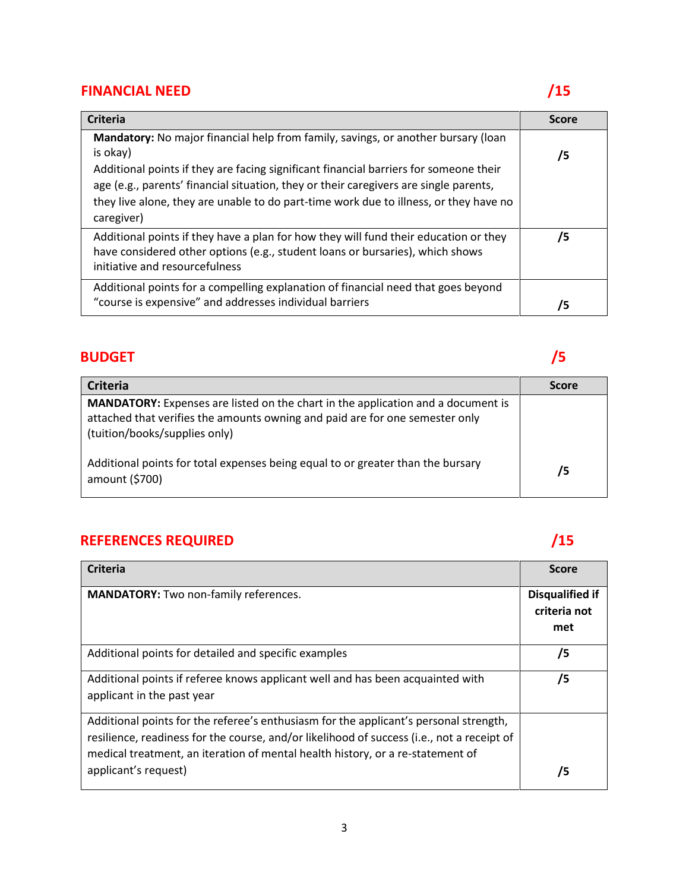## FINANCIAL NEED /15

| Criteria | Score |
|---|---|
| **Mandatory:** No major financial help from family, savings, or another bursary (loan is okay)<br>Additional points if they are facing significant financial barriers for someone their age (e.g., parents' financial situation, they or their caregivers are single parents, they live alone, they are unable to do part-time work due to illness, or they have no caregiver) | **/5** |
| Additional points if they have a plan for how they will fund their education or they have considered other options (e.g., student loans or bursaries), which shows initiative and resourcefulness | **/5** |
| Additional points for a compelling explanation of financial need that goes beyond "course is expensive" and addresses individual barriers | **/5** |

## BUDGET /5

| Criteria | Score |
|---|---|
| **MANDATORY:** Expenses are listed on the chart in the application and a document is attached that verifies the amounts owning and paid are for one semester only (tuition/books/supplies only)<br><br>Additional points for total expenses being equal to or greater than the bursary amount ($700) | **/5** |

## REFERENCES REQUIRED /15

| Criteria | Score |
|---|---|
| **MANDATORY:** Two non-family references. | **Disqualified if criteria not met** |
| Additional points for detailed and specific examples | **/5** |
| Additional points if referee knows applicant well and has been acquainted with applicant in the past year | **/5** |
| Additional points for the referee's enthusiasm for the applicant's personal strength, resilience, readiness for the course, and/or likelihood of success (i.e., not a receipt of medical treatment, an iteration of mental health history, or a re-statement of applicant's request) | **/5** |